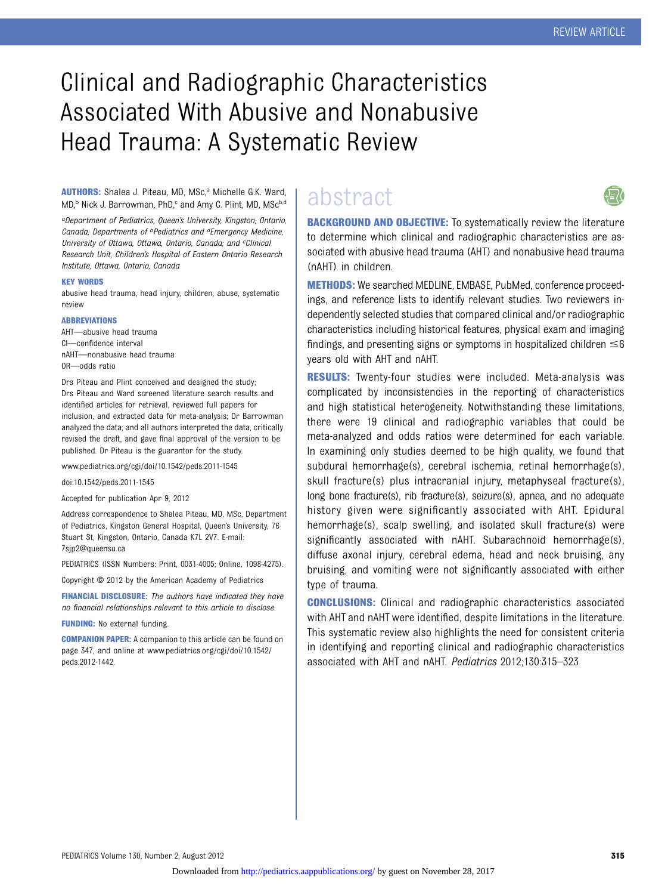# Clinical and Radiographic Characteristics Associated With Abusive and Nonabusive Head Trauma: A Systematic Review

**AUTHORS:** Shalea J. Piteau, MD, MSc,[a] Michelle G.K. Ward, MD,[b] Nick J. Barrowman, PhD,[c] and Amy C. Plint, MD, MSc[b,d]

*[a]Department of Pediatrics, Queen's University, Kingston, Ontario, Canada; Departments of [b]Pediatrics and [d]Emergency Medicine, University of Ottawa, Ottawa, Ontario, Canada; and [c]Clinical Research Unit, Children's Hospital of Eastern Ontario Research Institute, Ottawa, Ontario, Canada*

**KEY WORDS**

abusive head trauma, head injury, children, abuse, systematic review

**ABBREVIATIONS**

AHT—abusive head trauma
CI—confidence interval
nAHT—nonabusive head trauma
OR—odds ratio

Drs Piteau and Plint conceived and designed the study; Drs Piteau and Ward screened literature search results and identified articles for retrieval, reviewed full papers for inclusion, and extracted data for meta-analysis; Dr Barrowman analyzed the data; and all authors interpreted the data, critically revised the draft, and gave final approval of the version to be published. Dr Piteau is the guarantor for the study.

www.pediatrics.org/cgi/doi/10.1542/peds.2011-1545

doi:10.1542/peds.2011-1545

Accepted for publication Apr 9, 2012

Address correspondence to Shalea Piteau, MD, MSc, Department of Pediatrics, Kingston General Hospital, Queen's University, 76 Stuart St, Kingston, Ontario, Canada K7L 2V7. E-mail: 7sjp2@queensu.ca

PEDIATRICS (ISSN Numbers: Print, 0031-4005; Online, 1098-4275).

Copyright © 2012 by the American Academy of Pediatrics

**FINANCIAL DISCLOSURE:** *The authors have indicated they have no financial relationships relevant to this article to disclose.*

**FUNDING:** No external funding.

**COMPANION PAPER:** A companion to this article can be found on page 347, and online at www.pediatrics.org/cgi/doi/10.1542/peds.2012-1442.

## abstract

**BACKGROUND AND OBJECTIVE:** To systematically review the literature to determine which clinical and radiographic characteristics are associated with abusive head trauma (AHT) and nonabusive head trauma (nAHT) in children.

**METHODS:** We searched MEDLINE, EMBASE, PubMed, conference proceedings, and reference lists to identify relevant studies. Two reviewers independently selected studies that compared clinical and/or radiographic characteristics including historical features, physical exam and imaging findings, and presenting signs or symptoms in hospitalized children ≤6 years old with AHT and nAHT.

**RESULTS:** Twenty-four studies were included. Meta-analysis was complicated by inconsistencies in the reporting of characteristics and high statistical heterogeneity. Notwithstanding these limitations, there were 19 clinical and radiographic variables that could be meta-analyzed and odds ratios were determined for each variable. In examining only studies deemed to be high quality, we found that subdural hemorrhage(s), cerebral ischemia, retinal hemorrhage(s), skull fracture(s) plus intracranial injury, metaphyseal fracture(s), long bone fracture(s), rib fracture(s), seizure(s), apnea, and no adequate history given were significantly associated with AHT. Epidural hemorrhage(s), scalp swelling, and isolated skull fracture(s) were significantly associated with nAHT. Subarachnoid hemorrhage(s), diffuse axonal injury, cerebral edema, head and neck bruising, any bruising, and vomiting were not significantly associated with either type of trauma.

**CONCLUSIONS:** Clinical and radiographic characteristics associated with AHT and nAHT were identified, despite limitations in the literature. This systematic review also highlights the need for consistent criteria in identifying and reporting clinical and radiographic characteristics associated with AHT and nAHT. *Pediatrics* 2012;130:315–323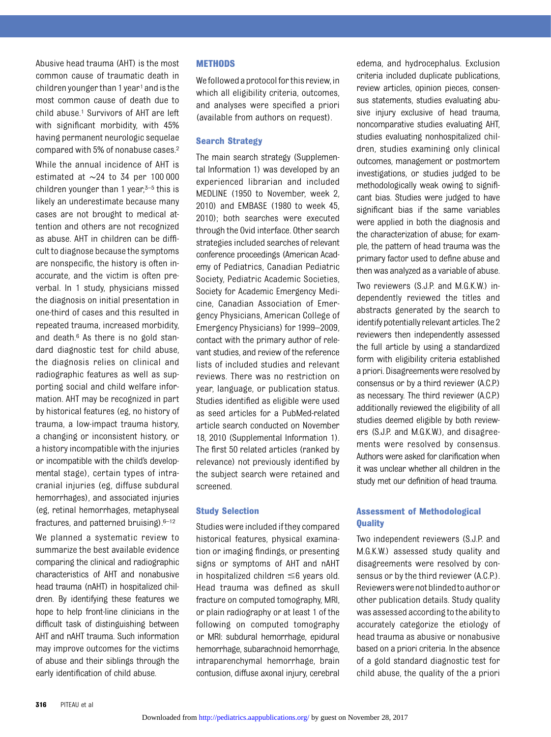Abusive head trauma (AHT) is the most common cause of traumatic death in children younger than 1 year[1] and is the most common cause of death due to child abuse.[1] Survivors of AHT are left with significant morbidity, with 45% having permanent neurologic sequelae compared with 5% of nonabuse cases.[2]

While the annual incidence of AHT is estimated at ~24 to 34 per 100 000 children younger than 1 year,[3–5] this is likely an underestimate because many cases are not brought to medical attention and others are not recognized as abuse. AHT in children can be difficult to diagnose because the symptoms are nonspecific, the history is often inaccurate, and the victim is often preverbal. In 1 study, physicians missed the diagnosis on initial presentation in one-third of cases and this resulted in repeated trauma, increased morbidity, and death.[6] As there is no gold standard diagnostic test for child abuse, the diagnosis relies on clinical and radiographic features as well as supporting social and child welfare information. AHT may be recognized in part by historical features (eg, no history of trauma, a low-impact trauma history, a changing or inconsistent history, or a history incompatible with the injuries or incompatible with the child's developmental stage), certain types of intracranial injuries (eg, diffuse subdural hemorrhages), and associated injuries (eg, retinal hemorrhages, metaphyseal fractures, and patterned bruising).[6–12]

We planned a systematic review to summarize the best available evidence comparing the clinical and radiographic characteristics of AHT and nonabusive head trauma (nAHT) in hospitalized children. By identifying these features we hope to help front-line clinicians in the difficult task of distinguishing between AHT and nAHT trauma. Such information may improve outcomes for the victims of abuse and their siblings through the early identification of child abuse.

## METHODS

We followed a protocol for this review, in which all eligibility criteria, outcomes, and analyses were specified a priori (available from authors on request).

### Search Strategy

The main search strategy (Supplemental Information 1) was developed by an experienced librarian and included MEDLINE (1950 to November, week 2, 2010) and EMBASE (1980 to week 45, 2010); both searches were executed through the Ovid interface. Other search strategies included searches of relevant conference proceedings (American Academy of Pediatrics, Canadian Pediatric Society, Pediatric Academic Societies, Society for Academic Emergency Medicine, Canadian Association of Emergency Physicians, American College of Emergency Physicians) for 1999–2009, contact with the primary author of relevant studies, and review of the reference lists of included studies and relevant reviews. There was no restriction on year, language, or publication status. Studies identified as eligible were used as seed articles for a PubMed-related article search conducted on November 18, 2010 (Supplemental Information 1). The first 50 related articles (ranked by relevance) not previously identified by the subject search were retained and screened.

### Study Selection

Studies were included if they compared historical features, physical examination or imaging findings, or presenting signs or symptoms of AHT and nAHT in hospitalized children ≤6 years old. Head trauma was defined as skull fracture on computed tomography, MRI, or plain radiography or at least 1 of the following on computed tomography or MRI: subdural hemorrhage, epidural hemorrhage, subarachnoid hemorrhage, intraparenchymal hemorrhage, brain contusion, diffuse axonal injury, cerebral edema, and hydrocephalus. Exclusion criteria included duplicate publications, review articles, opinion pieces, consensus statements, studies evaluating abusive injury exclusive of head trauma, noncomparative studies evaluating AHT, studies evaluating nonhospitalized children, studies examining only clinical outcomes, management or postmortem investigations, or studies judged to be methodologically weak owing to significant bias. Studies were judged to have significant bias if the same variables were applied in both the diagnosis and the characterization of abuse; for example, the pattern of head trauma was the primary factor used to define abuse and then was analyzed as a variable of abuse.

Two reviewers (S.J.P. and M.G.K.W.) independently reviewed the titles and abstracts generated by the search to identify potentially relevant articles. The 2 reviewers then independently assessed the full article by using a standardized form with eligibility criteria established a priori. Disagreements were resolved by consensus or by a third reviewer (A.C.P.) as necessary. The third reviewer (A.C.P.) additionally reviewed the eligibility of all studies deemed eligible by both reviewers (S.J.P. and M.G.K.W.), and disagreements were resolved by consensus. Authors were asked for clarification when it was unclear whether all children in the study met our definition of head trauma.

### Assessment of Methodological Quality

Two independent reviewers (S.J.P. and M.G.K.W.) assessed study quality and disagreements were resolved by consensus or by the third reviewer (A.C.P.). Reviewers were not blinded to author or other publication details. Study quality was assessed according to the ability to accurately categorize the etiology of head trauma as abusive or nonabusive based on a priori criteria. In the absence of a gold standard diagnostic test for child abuse, the quality of the a priori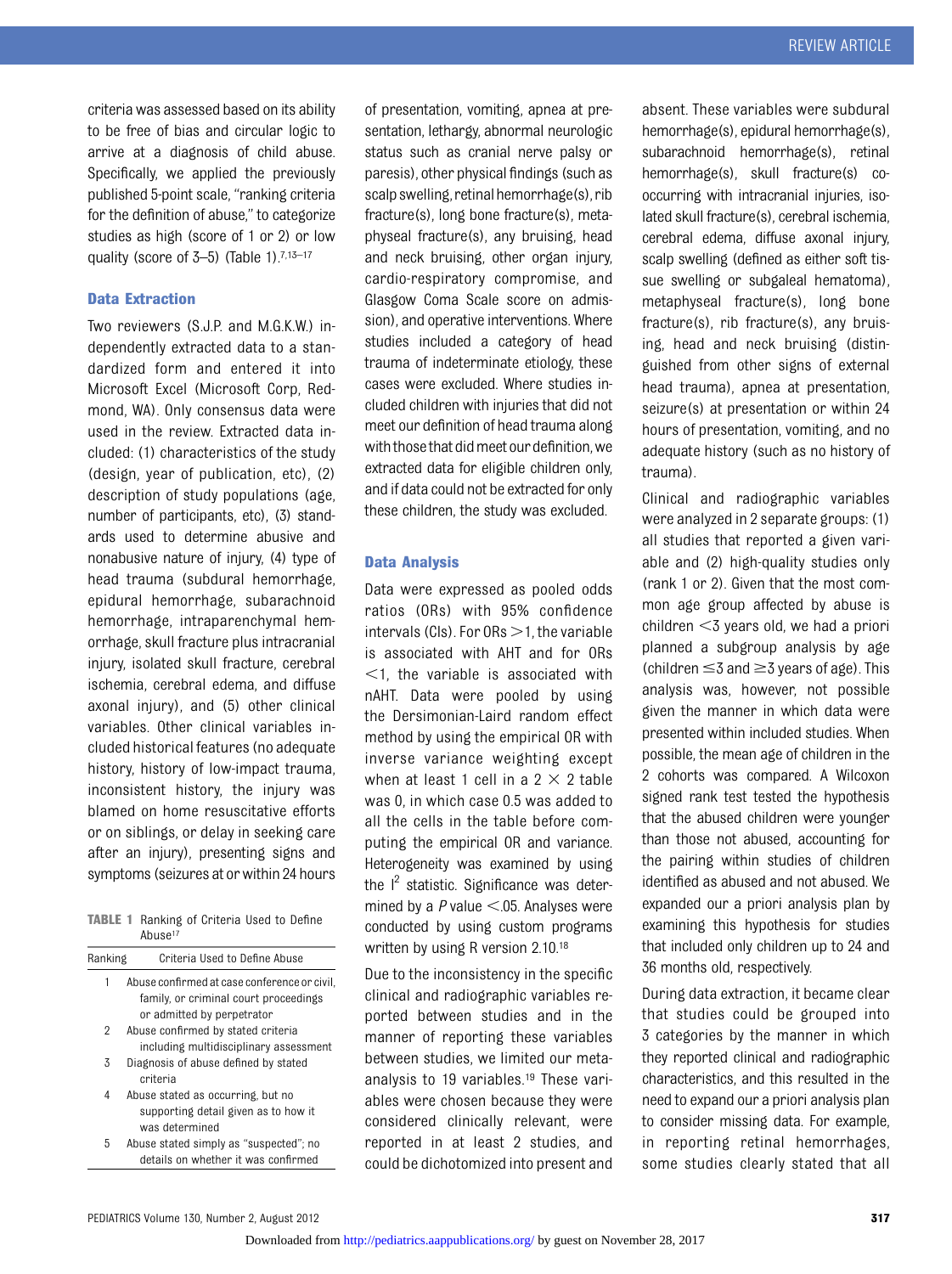criteria was assessed based on its ability to be free of bias and circular logic to arrive at a diagnosis of child abuse. Specifically, we applied the previously published 5-point scale, "ranking criteria for the definition of abuse," to categorize studies as high (score of 1 or 2) or low quality (score of 3–5) (Table 1).[7,13–17]

### Data Extraction

Two reviewers (S.J.P. and M.G.K.W.) independently extracted data to a standardized form and entered it into Microsoft Excel (Microsoft Corp, Redmond, WA). Only consensus data were used in the review. Extracted data included: (1) characteristics of the study (design, year of publication, etc), (2) description of study populations (age, number of participants, etc), (3) standards used to determine abusive and nonabusive nature of injury, (4) type of head trauma (subdural hemorrhage, epidural hemorrhage, subarachnoid hemorrhage, intraparenchymal hemorrhage, skull fracture plus intracranial injury, isolated skull fracture, cerebral ischemia, cerebral edema, and diffuse axonal injury), and (5) other clinical variables. Other clinical variables included historical features (no adequate history, history of low-impact trauma, inconsistent history, the injury was blamed on home resuscitative efforts or on siblings, or delay in seeking care after an injury), presenting signs and symptoms (seizures at or within 24 hours of presentation, vomiting, apnea at presentation, lethargy, abnormal neurologic status such as cranial nerve palsy or paresis), other physical findings (such as scalp swelling, retinal hemorrhage(s), rib fracture(s), long bone fracture(s), metaphyseal fracture(s), any bruising, head and neck bruising, other organ injury, cardio-respiratory compromise, and Glasgow Coma Scale score on admission), and operative interventions. Where studies included a category of head trauma of indeterminate etiology, these cases were excluded. Where studies included children with injuries that did not meet our definition of head trauma along with those that did meet our definition, we extracted data for eligible children only, and if data could not be extracted for only these children, the study was excluded.

TABLE 1 Ranking of Criteria Used to Define Abuse[17]

| Ranking | Criteria Used to Define Abuse |
|---|---|
| 1 | Abuse confirmed at case conference or civil, family, or criminal court proceedings or admitted by perpetrator |
| 2 | Abuse confirmed by stated criteria including multidisciplinary assessment |
| 3 | Diagnosis of abuse defined by stated criteria |
| 4 | Abuse stated as occurring, but no supporting detail given as to how it was determined |
| 5 | Abuse stated simply as "suspected"; no details on whether it was confirmed |

### Data Analysis

Data were expressed as pooled odds ratios (ORs) with 95% confidence intervals (CIs). For ORs $>1$, the variable is associated with AHT and for ORs $<1$, the variable is associated with nAHT. Data were pooled by using the Dersimonian-Laird random effect method by using the empirical OR with inverse variance weighting except when at least 1 cell in a $2 \times 2$ table was 0, in which case 0.5 was added to all the cells in the table before computing the empirical OR and variance. Heterogeneity was examined by using the $I^2$ statistic. Significance was determined by a $P$ value $<.05$. Analyses were conducted by using custom programs written by using R version 2.10.[18]

Due to the inconsistency in the specific clinical and radiographic variables reported between studies and in the manner of reporting these variables between studies, we limited our meta-analysis to 19 variables.[19] These variables were chosen because they were considered clinically relevant, were reported in at least 2 studies, and could be dichotomized into present and absent. These variables were subdural hemorrhage(s), epidural hemorrhage(s), subarachnoid hemorrhage(s), retinal hemorrhage(s), skull fracture(s) co-occurring with intracranial injuries, isolated skull fracture(s), cerebral ischemia, cerebral edema, diffuse axonal injury, scalp swelling (defined as either soft tissue swelling or subgaleal hematoma), metaphyseal fracture(s), long bone fracture(s), rib fracture(s), any bruising, head and neck bruising (distinguished from other signs of external head trauma), apnea at presentation, seizure(s) at presentation or within 24 hours of presentation, vomiting, and no adequate history (such as no history of trauma).

Clinical and radiographic variables were analyzed in 2 separate groups: (1) all studies that reported a given variable and (2) high-quality studies only (rank 1 or 2). Given that the most common age group affected by abuse is children $<3$ years old, we had a priori planned a subgroup analysis by age (children $\leq3$ and $\geq3$ years of age). This analysis was, however, not possible given the manner in which data were presented within included studies. When possible, the mean age of children in the 2 cohorts was compared. A Wilcoxon signed rank test tested the hypothesis that the abused children were younger than those not abused, accounting for the pairing within studies of children identified as abused and not abused. We expanded our a priori analysis plan by examining this hypothesis for studies that included only children up to 24 and 36 months old, respectively.

During data extraction, it became clear that studies could be grouped into 3 categories by the manner in which they reported clinical and radiographic characteristics, and this resulted in the need to expand our a priori analysis plan to consider missing data. For example, in reporting retinal hemorrhages, some studies clearly stated that all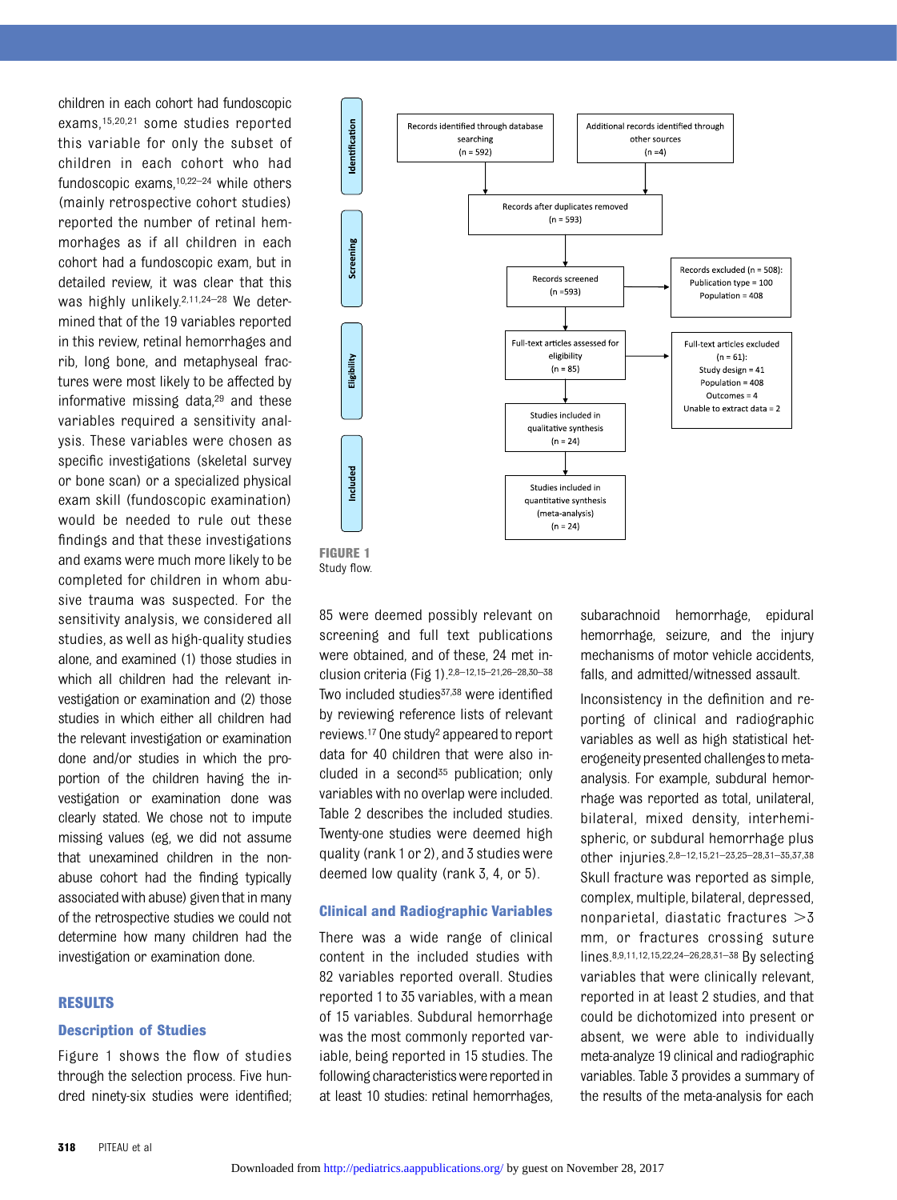children in each cohort had fundoscopic exams,[15,20,21] some studies reported this variable for only the subset of children in each cohort who had fundoscopic exams,[10,22–24] while others (mainly retrospective cohort studies) reported the number of retinal hemmorhages as if all children in each cohort had a fundoscopic exam, but in detailed review, it was clear that this was highly unlikely.[2,11,24–28] We determined that of the 19 variables reported in this review, retinal hemorrhages and rib, long bone, and metaphyseal fractures were most likely to be affected by informative missing data,[29] and these variables required a sensitivity analysis. These variables were chosen as specific investigations (skeletal survey or bone scan) or a specialized physical exam skill (fundoscopic examination) would be needed to rule out these findings and that these investigations and exams were much more likely to be completed for children in whom abusive trauma was suspected. For the sensitivity analysis, we considered all studies, as well as high-quality studies alone, and examined (1) those studies in which all children had the relevant investigation or examination and (2) those studies in which either all children had the relevant investigation or examination done and/or studies in which the proportion of the children having the investigation or examination done was clearly stated. We chose not to impute missing values (eg, we did not assume that unexamined children in the nonabuse cohort had the finding typically associated with abuse) given that in many of the retrospective studies we could not determine how many children had the investigation or examination done.

## RESULTS

### Description of Studies

Figure 1 shows the flow of studies through the selection process. Five hundred ninety-six studies were identified; 85 were deemed possibly relevant on screening and full text publications were obtained, and of these, 24 met inclusion criteria (Fig 1).[2,8–12,15–21,26–28,30–38] Two included studies[37,38] were identified by reviewing reference lists of relevant reviews.[17] One study[2] appeared to report data for 40 children that were also included in a second[35] publication; only variables with no overlap were included. Table 2 describes the included studies. Twenty-one studies were deemed high quality (rank 1 or 2), and 3 studies were deemed low quality (rank 3, 4, or 5).

**Identification**
- Records identified through database searching (n = 592)
- Additional records identified through other sources (n = 4)

- Records after duplicates removed (n = 593)

**Screening**
- Records screened (n = 593)
- Records excluded (n = 508): Publication type = 100; Population = 408

**Eligibility**
- Full-text articles assessed for eligibility (n = 85)
- Full-text articles excluded (n = 61): Study design = 41; Population = 408; Outcomes = 4; Unable to extract data = 2

**Included**
- Studies included in qualitative synthesis (n = 24)
- Studies included in quantitative synthesis (meta-analysis) (n = 24)

**FIGURE 1**
Study flow.

### Clinical and Radiographic Variables

There was a wide range of clinical content in the included studies with 82 variables reported overall. Studies reported 1 to 35 variables, with a mean of 15 variables. Subdural hemorrhage was the most commonly reported variable, being reported in 15 studies. The following characteristics were reported in at least 10 studies: retinal hemorrhages, subarachnoid hemorrhage, epidural hemorrhage, seizure, and the injury mechanisms of motor vehicle accidents, falls, and admitted/witnessed assault.

Inconsistency in the definition and reporting of clinical and radiographic variables as well as high statistical heterogeneity presented challenges to meta-analysis. For example, subdural hemorrhage was reported as total, unilateral, bilateral, mixed density, interhemispheric, or subdural hemorrhage plus other injuries.[2,8–12,15,21–23,25–28,31–35,37,38] Skull fracture was reported as simple, complex, multiple, bilateral, depressed, nonparietal, diastatic fractures >3 mm, or fractures crossing suture lines.[8,9,11,12,15,22,24–26,28,31–38] By selecting variables that were clinically relevant, reported in at least 2 studies, and that could be dichotomized into present or absent, we were able to individually meta-analyze 19 clinical and radiographic variables. Table 3 provides a summary of the results of the meta-analysis for each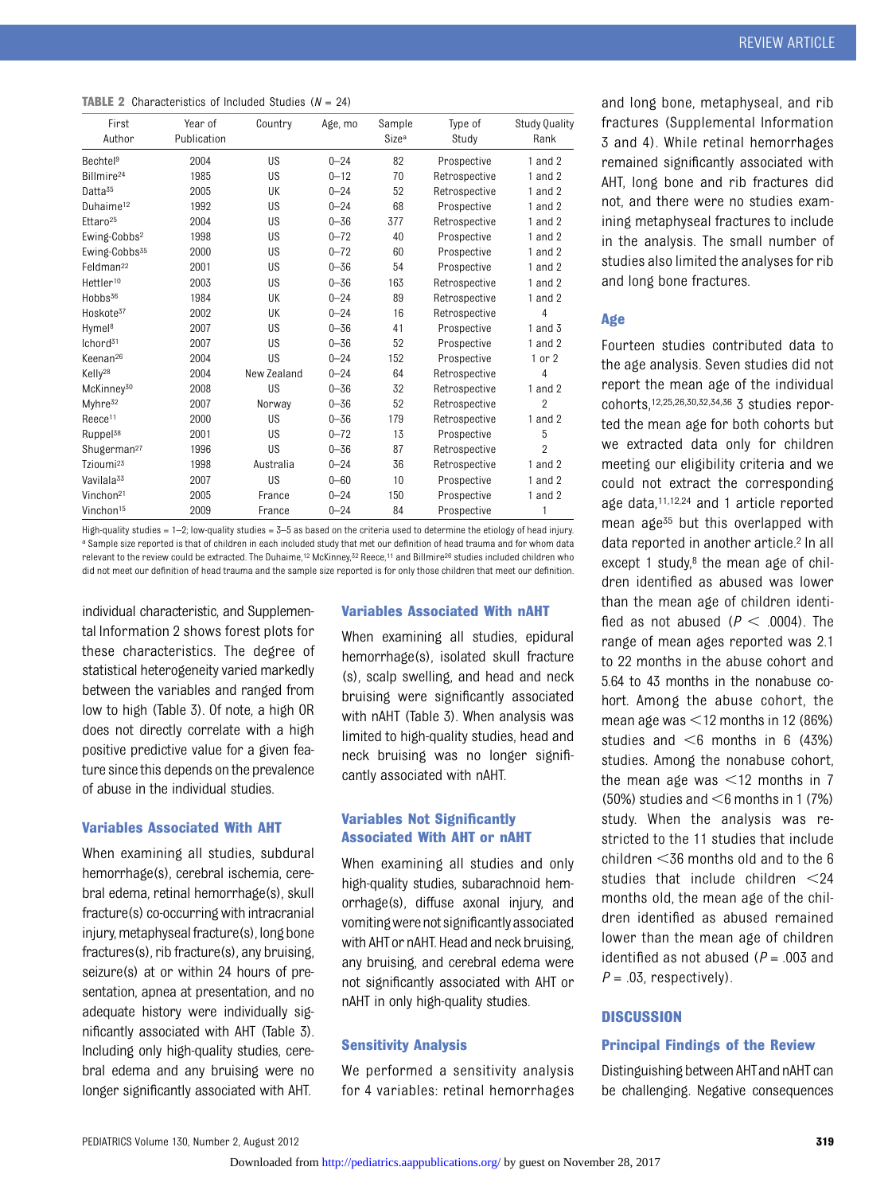**TABLE 2** Characteristics of Included Studies (*N* = 24)

| First Author | Year of Publication | Country | Age, mo | Sample Size[a] | Type of Study | Study Quality Rank |
|---|---|---|---|---|---|---|
| Bechtel[9] | 2004 | US | 0–24 | 82 | Prospective | 1 and 2 |
| Billmire[24] | 1985 | US | 0–12 | 70 | Retrospective | 1 and 2 |
| Datta[35] | 2005 | UK | 0–24 | 52 | Retrospective | 1 and 2 |
| Duhaime[12] | 1992 | US | 0–24 | 68 | Prospective | 1 and 2 |
| Ettaro[25] | 2004 | US | 0–36 | 377 | Retrospective | 1 and 2 |
| Ewing-Cobbs[2] | 1998 | US | 0–72 | 40 | Prospective | 1 and 2 |
| Ewing-Cobbs[35] | 2000 | US | 0–72 | 60 | Prospective | 1 and 2 |
| Feldman[22] | 2001 | US | 0–36 | 54 | Prospective | 1 and 2 |
| Hettler[10] | 2003 | US | 0–36 | 163 | Retrospective | 1 and 2 |
| Hobbs[36] | 1984 | UK | 0–24 | 89 | Retrospective | 1 and 2 |
| Hoskote[37] | 2002 | UK | 0–24 | 16 | Retrospective | 4 |
| Hymel[8] | 2007 | US | 0–36 | 41 | Prospective | 1 and 3 |
| Ichord[31] | 2007 | US | 0–36 | 52 | Prospective | 1 and 2 |
| Keenan[26] | 2004 | US | 0–24 | 152 | Prospective | 1 or 2 |
| Kelly[28] | 2004 | New Zealand | 0–24 | 64 | Retrospective | 4 |
| McKinney[30] | 2008 | US | 0–36 | 32 | Retrospective | 1 and 2 |
| Myhre[32] | 2007 | Norway | 0–36 | 52 | Retrospective | 2 |
| Reece[11] | 2000 | US | 0–36 | 179 | Retrospective | 1 and 2 |
| Ruppel[38] | 2001 | US | 0–72 | 13 | Prospective | 5 |
| Shugerman[27] | 1996 | US | 0–36 | 87 | Retrospective | 2 |
| Tzioumi[23] | 1998 | Australia | 0–24 | 36 | Retrospective | 1 and 2 |
| Vavilala[33] | 2007 | US | 0–60 | 10 | Prospective | 1 and 2 |
| Vinchon[21] | 2005 | France | 0–24 | 150 | Prospective | 1 and 2 |
| Vinchon[15] | 2009 | France | 0–24 | 84 | Prospective | 1 |

High-quality studies = 1–2; low-quality studies = 3–5 as based on the criteria used to determine the etiology of head injury.
[a] Sample size reported is that of children in each included study that met our definition of head trauma and for whom data relevant to the review could be extracted. The Duhaime,[12] McKinney,[32] Reece,[11] and Billmire[26] studies included children who did not meet our definition of head trauma and the sample size reported is for only those children that meet our definition.

individual characteristic, and Supplemental Information 2 shows forest plots for these characteristics. The degree of statistical heterogeneity varied markedly between the variables and ranged from low to high (Table 3). Of note, a high OR does not directly correlate with a high positive predictive value for a given feature since this depends on the prevalence of abuse in the individual studies.

### Variables Associated With AHT

When examining all studies, subdural hemorrhage(s), cerebral ischemia, cerebral edema, retinal hemorrhage(s), skull fracture(s) co-occurring with intracranial injury, metaphyseal fracture(s), long bone fractures(s), rib fracture(s), any bruising, seizure(s) at or within 24 hours of presentation, apnea at presentation, and no adequate history were individually significantly associated with AHT (Table 3). Including only high-quality studies, cerebral edema and any bruising were no longer significantly associated with AHT.

### Variables Associated With nAHT

When examining all studies, epidural hemorrhage(s), isolated skull fracture (s), scalp swelling, and head and neck bruising were significantly associated with nAHT (Table 3). When analysis was limited to high-quality studies, head and neck bruising was no longer significantly associated with nAHT.

### Variables Not Significantly Associated With AHT or nAHT

When examining all studies and only high-quality studies, subarachnoid hemorrhage(s), diffuse axonal injury, and vomiting were not significantly associated with AHT or nAHT. Head and neck bruising, any bruising, and cerebral edema were not significantly associated with AHT or nAHT in only high-quality studies.

### Sensitivity Analysis

We performed a sensitivity analysis for 4 variables: retinal hemorrhages and long bone, metaphyseal, and rib fractures (Supplemental Information 3 and 4). While retinal hemorrhages remained significantly associated with AHT, long bone and rib fractures did not, and there were no studies examining metaphyseal fractures to include in the analysis. The small number of studies also limited the analyses for rib and long bone fractures.

### Age

Fourteen studies contributed data to the age analysis. Seven studies did not report the mean age of the individual cohorts,[12,25,26,30,32,34,36] 3 studies reported the mean age for both cohorts but we extracted data only for children meeting our eligibility criteria and we could not extract the corresponding age data,[11,12,24] and 1 article reported mean age[35] but this overlapped with data reported in another article.[2] In all except 1 study,[8] the mean age of children identified as abused was lower than the mean age of children identified as not abused ($P < .0004$). The range of mean ages reported was 2.1 to 22 months in the abuse cohort and 5.64 to 43 months in the nonabuse cohort. Among the abuse cohort, the mean age was <12 months in 12 (86%) studies and <6 months in 6 (43%) studies. Among the nonabuse cohort, the mean age was <12 months in 7 (50%) studies and <6 months in 1 (7%) study. When the analysis was restricted to the 11 studies that include children <36 months old and to the 6 studies that include children <24 months old, the mean age of the children identified as abused remained lower than the mean age of children identified as not abused ($P = .003$ and $P = .03$, respectively).

## DISCUSSION

### Principal Findings of the Review

Distinguishing between AHT and nAHT can be challenging. Negative consequences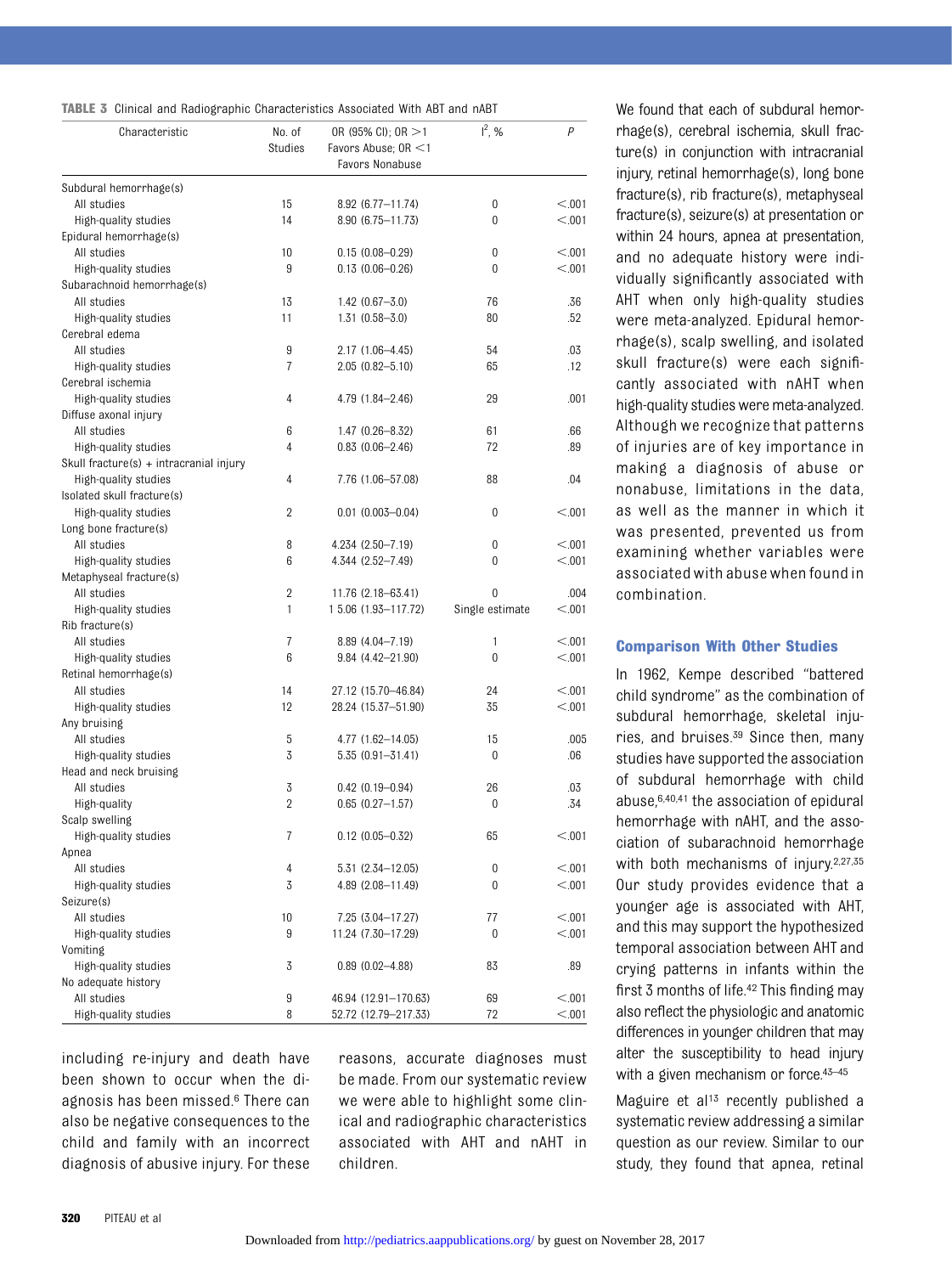**TABLE 3** Clinical and Radiographic Characteristics Associated With ABT and nABT

| Characteristic | No. of Studies | OR (95% CI); OR >1 Favors Abuse; OR <1 Favors Nonabuse | $I^2$, % | P |
|---|---|---|---|---|
| Subdural hemorrhage(s) | | | | |
| All studies | 15 | 8.92 (6.77–11.74) | 0 | <.001 |
| High-quality studies | 14 | 8.90 (6.75–11.73) | 0 | <.001 |
| Epidural hemorrhage(s) | | | | |
| All studies | 10 | 0.15 (0.08–0.29) | 0 | <.001 |
| High-quality studies | 9 | 0.13 (0.06–0.26) | 0 | <.001 |
| Subarachnoid hemorrhage(s) | | | | |
| All studies | 13 | 1.42 (0.67–3.0) | 76 | .36 |
| High-quality studies | 11 | 1.31 (0.58–3.0) | 80 | .52 |
| Cerebral edema | | | | |
| All studies | 9 | 2.17 (1.06–4.45) | 54 | .03 |
| High-quality studies | 7 | 2.05 (0.82–5.10) | 65 | .12 |
| Cerebral ischemia | | | | |
| High-quality studies | 4 | 4.79 (1.84–2.46) | 29 | .001 |
| Diffuse axonal injury | | | | |
| All studies | 6 | 1.47 (0.26–8.32) | 61 | .66 |
| High-quality studies | 4 | 0.83 (0.06–2.46) | 72 | .89 |
| Skull fracture(s) + intracranial injury | | | | |
| High-quality studies | 4 | 7.76 (1.06–57.08) | 88 | .04 |
| Isolated skull fracture(s) | | | | |
| High-quality studies | 2 | 0.01 (0.003–0.04) | 0 | <.001 |
| Long bone fracture(s) | | | | |
| All studies | 8 | 4.234 (2.50–7.19) | 0 | <.001 |
| High-quality studies | 6 | 4.344 (2.52–7.49) | 0 | <.001 |
| Metaphyseal fracture(s) | | | | |
| All studies | 2 | 11.76 (2.18–63.41) | 0 | .004 |
| High-quality studies | 1 | 1 5.06 (1.93–117.72) | Single estimate | <.001 |
| Rib fracture(s) | | | | |
| All studies | 7 | 8.89 (4.04–7.19) | 1 | <.001 |
| High-quality studies | 6 | 9.84 (4.42–21.90) | 0 | <.001 |
| Retinal hemorrhage(s) | | | | |
| All studies | 14 | 27.12 (15.70–46.84) | 24 | <.001 |
| High-quality studies | 12 | 28.24 (15.37–51.90) | 35 | <.001 |
| Any bruising | | | | |
| All studies | 5 | 4.77 (1.62–14.05) | 15 | .005 |
| High-quality studies | 3 | 5.35 (0.91–31.41) | 0 | .06 |
| Head and neck bruising | | | | |
| All studies | 3 | 0.42 (0.19–0.94) | 26 | .03 |
| High-quality | 2 | 0.65 (0.27–1.57) | 0 | .34 |
| Scalp swelling | | | | |
| High-quality studies | 7 | 0.12 (0.05–0.32) | 65 | <.001 |
| Apnea | | | | |
| All studies | 4 | 5.31 (2.34–12.05) | 0 | <.001 |
| High-quality studies | 3 | 4.89 (2.08–11.49) | 0 | <.001 |
| Seizure(s) | | | | |
| All studies | 10 | 7.25 (3.04–17.27) | 77 | <.001 |
| High-quality studies | 9 | 11.24 (7.30–17.29) | 0 | <.001 |
| Vomiting | | | | |
| High-quality studies | 3 | 0.89 (0.02–4.88) | 83 | .89 |
| No adequate history | | | | |
| All studies | 9 | 46.94 (12.91–170.63) | 69 | <.001 |
| High-quality studies | 8 | 52.72 (12.79–217.33) | 72 | <.001 |

including re-injury and death have been shown to occur when the diagnosis has been missed.[6] There can also be negative consequences to the child and family with an incorrect diagnosis of abusive injury. For these reasons, accurate diagnoses must be made. From our systematic review we were able to highlight some clinical and radiographic characteristics associated with AHT and nAHT in children.

We found that each of subdural hemorrhage(s), cerebral ischemia, skull fracture(s) in conjunction with intracranial injury, retinal hemorrhage(s), long bone fracture(s), rib fracture(s), metaphyseal fracture(s), seizure(s) at presentation or within 24 hours, apnea at presentation, and no adequate history were individually significantly associated with AHT when only high-quality studies were meta-analyzed. Epidural hemorrhage(s), scalp swelling, and isolated skull fracture(s) were each significantly associated with nAHT when high-quality studies were meta-analyzed. Although we recognize that patterns of injuries are of key importance in making a diagnosis of abuse or nonabuse, limitations in the data, as well as the manner in which it was presented, prevented us from examining whether variables were associated with abuse when found in combination.

### Comparison With Other Studies

In 1962, Kempe described "battered child syndrome" as the combination of subdural hemorrhage, skeletal injuries, and bruises.[39] Since then, many studies have supported the association of subdural hemorrhage with child abuse,[6,40,41] the association of epidural hemorrhage with nAHT, and the association of subarachnoid hemorrhage with both mechanisms of injury.[2,27,35] Our study provides evidence that a younger age is associated with AHT, and this may support the hypothesized temporal association between AHT and crying patterns in infants within the first 3 months of life.[42] This finding may also reflect the physiologic and anatomic differences in younger children that may alter the susceptibility to head injury with a given mechanism or force.[43–45]

Maguire et al[13] recently published a systematic review addressing a similar question as our review. Similar to our study, they found that apnea, retinal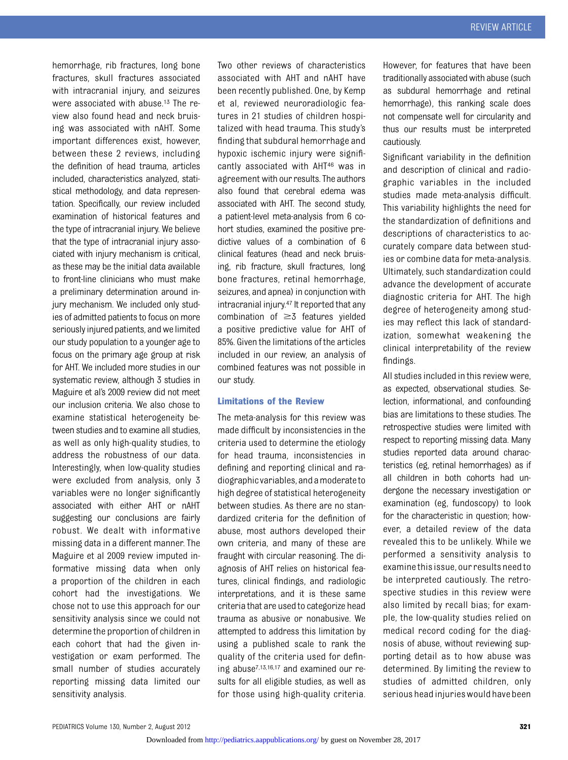hemorrhage, rib fractures, long bone fractures, skull fractures associated with intracranial injury, and seizures were associated with abuse.[13] The review also found head and neck bruising was associated with nAHT. Some important differences exist, however, between these 2 reviews, including the definition of head trauma, articles included, characteristics analyzed, statistical methodology, and data representation. Specifically, our review included examination of historical features and the type of intracranial injury. We believe that the type of intracranial injury associated with injury mechanism is critical, as these may be the initial data available to front-line clinicians who must make a preliminary determination around injury mechanism. We included only studies of admitted patients to focus on more seriously injured patients, and we limited our study population to a younger age to focus on the primary age group at risk for AHT. We included more studies in our systematic review, although 3 studies in Maguire et al's 2009 review did not meet our inclusion criteria. We also chose to examine statistical heterogeneity between studies and to examine all studies, as well as only high-quality studies, to address the robustness of our data. Interestingly, when low-quality studies were excluded from analysis, only 3 variables were no longer significantly associated with either AHT or nAHT suggesting our conclusions are fairly robust. We dealt with informative missing data in a different manner. The Maguire et al 2009 review imputed informative missing data when only a proportion of the children in each cohort had the investigations. We chose not to use this approach for our sensitivity analysis since we could not determine the proportion of children in each cohort that had the given investigation or exam performed. The small number of studies accurately reporting missing data limited our sensitivity analysis.

Two other reviews of characteristics associated with AHT and nAHT have been recently published. One, by Kemp et al, reviewed neuroradiologic features in 21 studies of children hospitalized with head trauma. This study's finding that subdural hemorrhage and hypoxic ischemic injury were significantly associated with AHT[46] was in agreement with our results. The authors also found that cerebral edema was associated with AHT. The second study, a patient-level meta-analysis from 6 cohort studies, examined the positive predictive values of a combination of 6 clinical features (head and neck bruising, rib fracture, skull fractures, long bone fractures, retinal hemorrhage, seizures, and apnea) in conjunction with intracranial injury.[47] It reported that any combination of $\geq 3$ features yielded a positive predictive value for AHT of 85%. Given the limitations of the articles included in our review, an analysis of combined features was not possible in our study.

### Limitations of the Review

The meta-analysis for this review was made difficult by inconsistencies in the criteria used to determine the etiology for head trauma, inconsistencies in defining and reporting clinical and radiographic variables, and a moderate to high degree of statistical heterogeneity between studies. As there are no standardized criteria for the definition of abuse, most authors developed their own criteria, and many of these are fraught with circular reasoning. The diagnosis of AHT relies on historical features, clinical findings, and radiologic interpretations, and it is these same criteria that are used to categorize head trauma as abusive or nonabusive. We attempted to address this limitation by using a published scale to rank the quality of the criteria used for defining abuse[7,13,16,17] and examined our results for all eligible studies, as well as for those using high-quality criteria. However, for features that have been traditionally associated with abuse (such as subdural hemorrhage and retinal hemorrhage), this ranking scale does not compensate well for circularity and thus our results must be interpreted cautiously.

Significant variability in the definition and description of clinical and radiographic variables in the included studies made meta-analysis difficult. This variability highlights the need for the standardization of definitions and descriptions of characteristics to accurately compare data between studies or combine data for meta-analysis. Ultimately, such standardization could advance the development of accurate diagnostic criteria for AHT. The high degree of heterogeneity among studies may reflect this lack of standardization, somewhat weakening the clinical interpretability of the review findings.

All studies included in this review were, as expected, observational studies. Selection, informational, and confounding bias are limitations to these studies. The retrospective studies were limited with respect to reporting missing data. Many studies reported data around characteristics (eg, retinal hemorrhages) as if all children in both cohorts had undergone the necessary investigation or examination (eg, fundoscopy) to look for the characteristic in question; however, a detailed review of the data revealed this to be unlikely. While we performed a sensitivity analysis to examine this issue, our results need to be interpreted cautiously. The retrospective studies in this review were also limited by recall bias; for example, the low-quality studies relied on medical record coding for the diagnosis of abuse, without reviewing supporting detail as to how abuse was determined. By limiting the review to studies of admitted children, only serious head injuries would have been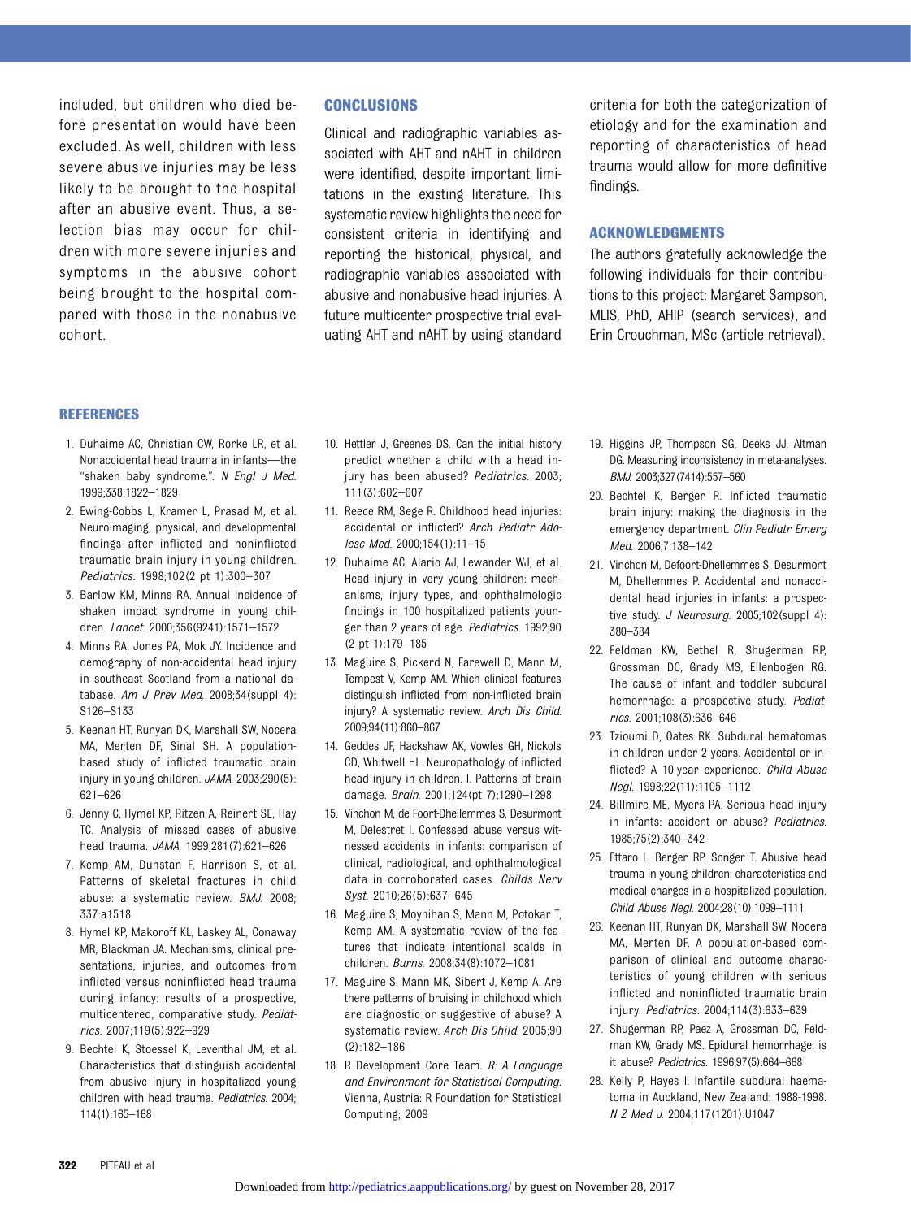included, but children who died before presentation would have been excluded. As well, children with less severe abusive injuries may be less likely to be brought to the hospital after an abusive event. Thus, a selection bias may occur for children with more severe injuries and symptoms in the abusive cohort being brought to the hospital compared with those in the nonabusive cohort.

## CONCLUSIONS

Clinical and radiographic variables associated with AHT and nAHT in children were identified, despite important limitations in the existing literature. This systematic review highlights the need for consistent criteria in identifying and reporting the historical, physical, and radiographic variables associated with abusive and nonabusive head injuries. A future multicenter prospective trial evaluating AHT and nAHT by using standard criteria for both the categorization of etiology and for the examination and reporting of characteristics of head trauma would allow for more definitive findings.

## ACKNOWLEDGMENTS

The authors gratefully acknowledge the following individuals for their contributions to this project: Margaret Sampson, MLIS, PhD, AHIP (search services), and Erin Crouchman, MSc (article retrieval).

## REFERENCES

1. Duhaime AC, Christian CW, Rorke LR, et al. Nonaccidental head trauma in infants—the "shaken baby syndrome.". *N Engl J Med.* 1999;338:1822–1829
2. Ewing-Cobbs L, Kramer L, Prasad M, et al. Neuroimaging, physical, and developmental findings after inflicted and noninflicted traumatic brain injury in young children. *Pediatrics.* 1998;102(2 pt 1):300–307
3. Barlow KM, Minns RA. Annual incidence of shaken impact syndrome in young children. *Lancet.* 2000;356(9241):1571–1572
4. Minns RA, Jones PA, Mok JY. Incidence and demography of non-accidental head injury in southeast Scotland from a national database. *Am J Prev Med.* 2008;34(suppl 4):S126–S133
5. Keenan HT, Runyan DK, Marshall SW, Nocera MA, Merten DF, Sinal SH. A population-based study of inflicted traumatic brain injury in young children. *JAMA.* 2003;290(5):621–626
6. Jenny C, Hymel KP, Ritzen A, Reinert SE, Hay TC. Analysis of missed cases of abusive head trauma. *JAMA.* 1999;281(7):621–626
7. Kemp AM, Dunstan F, Harrison S, et al. Patterns of skeletal fractures in child abuse: a systematic review. *BMJ.* 2008;337:a1518
8. Hymel KP, Makoroff KL, Laskey AL, Conaway MR, Blackman JA. Mechanisms, clinical presentations, injuries, and outcomes from inflicted versus noninflicted head trauma during infancy: results of a prospective, multicentered, comparative study. *Pediatrics.* 2007;119(5):922–929
9. Bechtel K, Stoessel K, Leventhal JM, et al. Characteristics that distinguish accidental from abusive injury in hospitalized young children with head trauma. *Pediatrics.* 2004;114(1):165–168
10. Hettler J, Greenes DS. Can the initial history predict whether a child with a head injury has been abused? *Pediatrics.* 2003;111(3):602–607
11. Reece RM, Sege R. Childhood head injuries: accidental or inflicted? *Arch Pediatr Adolesc Med.* 2000;154(1):11–15
12. Duhaime AC, Alario AJ, Lewander WJ, et al. Head injury in very young children: mechanisms, injury types, and ophthalmologic findings in 100 hospitalized patients younger than 2 years of age. *Pediatrics.* 1992;90(2 pt 1):179–185
13. Maguire S, Pickerd N, Farewell D, Mann M, Tempest V, Kemp AM. Which clinical features distinguish inflicted from non-inflicted brain injury? A systematic review. *Arch Dis Child.* 2009;94(11):860–867
14. Geddes JF, Hackshaw AK, Vowles GH, Nickols CD, Whitwell HL. Neuropathology of inflicted head injury in children. I. Patterns of brain damage. *Brain.* 2001;124(pt 7):1290–1298
15. Vinchon M, de Foort-Dhellemmes S, Desurmont M, Delestret I. Confessed abuse versus witnessed accidents in infants: comparison of clinical, radiological, and ophthalmological data in corroborated cases. *Childs Nerv Syst.* 2010;26(5):637–645
16. Maguire S, Moynihan S, Mann MK, Potokar T, Kemp AM. A systematic review of the features that indicate intentional scalds in children. *Burns.* 2008;34(8):1072–1081
17. Maguire S, Mann MK, Sibert J, Kemp A. Are there patterns of bruising in childhood which are diagnostic or suggestive of abuse? A systematic review. *Arch Dis Child.* 2005;90(2):182–186
18. R Development Core Team. *R: A Language and Environment for Statistical Computing.* Vienna, Austria: R Foundation for Statistical Computing; 2009
19. Higgins JP, Thompson SG, Deeks JJ, Altman DG. Measuring inconsistency in meta-analyses. *BMJ.* 2003;327(7414):557–560
20. Bechtel K, Berger R. Inflicted traumatic brain injury: making the diagnosis in the emergency department. *Clin Pediatr Emerg Med.* 2006;7:138–142
21. Vinchon M, Defoort-Dhellemmes S, Desurmont M, Dhellemmes P. Accidental and nonaccidental head injuries in infants: a prospective study. *J Neurosurg.* 2005;102(suppl 4):380–384
22. Feldman KW, Bethel R, Shugerman RP, Grossman DC, Grady MS, Ellenbogen RG. The cause of infant and toddler subdural hemorrhage: a prospective study. *Pediatrics.* 2001;108(3):636–646
23. Tzioumi D, Oates RK. Subdural hematomas in children under 2 years. Accidental or inflicted? A 10-year experience. *Child Abuse Negl.* 1998;22(11):1105–1112
24. Billmire ME, Myers PA. Serious head injury in infants: accident or abuse? *Pediatrics.* 1985;75(2):340–342
25. Ettaro L, Berger RP, Songer T. Abusive head trauma in young children: characteristics and medical charges in a hospitalized population. *Child Abuse Negl.* 2004;28(10):1099–1111
26. Keenan HT, Runyan DK, Marshall SW, Nocera MA, Merten DF. A population-based comparison of clinical and outcome characteristics of young children with serious inflicted and noninflicted traumatic brain injury. *Pediatrics.* 2004;114(3):633–639
27. Shugerman RP, Paez A, Grossman DC, Feldman KW, Grady MS. Epidural hemorrhage: is it abuse? *Pediatrics.* 1996;97(5):664–668
28. Kelly P, Hayes I. Infantile subdural haematoma in Auckland, New Zealand: 1988-1998. *N Z Med J.* 2004;117(1201):U1047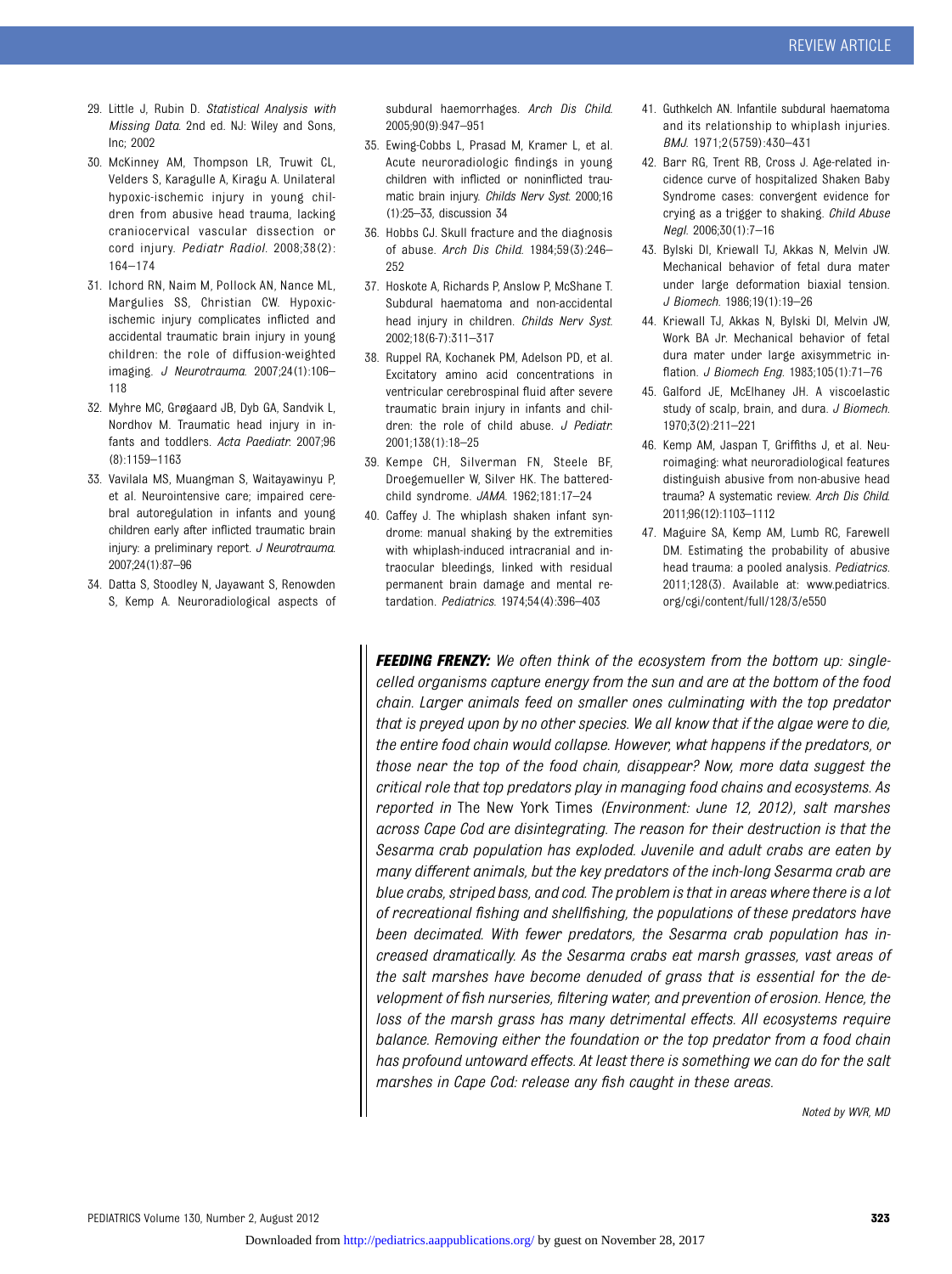29. Little J, Rubin D. *Statistical Analysis with Missing Data*. 2nd ed. NJ: Wiley and Sons, Inc; 2002
30. McKinney AM, Thompson LR, Truwit CL, Velders S, Karagulle A, Kiragu A. Unilateral hypoxic-ischemic injury in young children from abusive head trauma, lacking craniocervical vascular dissection or cord injury. *Pediatr Radiol*. 2008;38(2):164–174
31. Ichord RN, Naim M, Pollock AN, Nance ML, Margulies SS, Christian CW. Hypoxic-ischemic injury complicates inflicted and accidental traumatic brain injury in young children: the role of diffusion-weighted imaging. *J Neurotrauma*. 2007;24(1):106–118
32. Myhre MC, Grøgaard JB, Dyb GA, Sandvik L, Nordhov M. Traumatic head injury in infants and toddlers. *Acta Paediatr*. 2007;96(8):1159–1163
33. Vavilala MS, Muangman S, Waitayawinyu P, et al. Neurointensive care; impaired cerebral autoregulation in infants and young children early after inflicted traumatic brain injury: a preliminary report. *J Neurotrauma*. 2007;24(1):87–96
34. Datta S, Stoodley N, Jayawant S, Renowden S, Kemp A. Neuroradiological aspects of subdural haemorrhages. *Arch Dis Child*. 2005;90(9):947–951
35. Ewing-Cobbs L, Prasad M, Kramer L, et al. Acute neuroradiologic findings in young children with inflicted or noninflicted traumatic brain injury. *Childs Nerv Syst*. 2000;16(1):25–33, discussion 34
36. Hobbs CJ. Skull fracture and the diagnosis of abuse. *Arch Dis Child*. 1984;59(3):246–252
37. Hoskote A, Richards P, Anslow P, McShane T. Subdural haematoma and non-accidental head injury in children. *Childs Nerv Syst*. 2002;18(6-7):311–317
38. Ruppel RA, Kochanek PM, Adelson PD, et al. Excitatory amino acid concentrations in ventricular cerebrospinal fluid after severe traumatic brain injury in infants and children: the role of child abuse. *J Pediatr*. 2001;138(1):18–25
39. Kempe CH, Silverman FN, Steele BF, Droegemueller W, Silver HK. The battered-child syndrome. *JAMA*. 1962;181:17–24
40. Caffey J. The whiplash shaken infant syndrome: manual shaking by the extremities with whiplash-induced intracranial and intraocular bleedings, linked with residual permanent brain damage and mental retardation. *Pediatrics*. 1974;54(4):396–403
41. Guthkelch AN. Infantile subdural haematoma and its relationship to whiplash injuries. *BMJ*. 1971;2(5759):430–431
42. Barr RG, Trent RB, Cross J. Age-related incidence curve of hospitalized Shaken Baby Syndrome cases: convergent evidence for crying as a trigger to shaking. *Child Abuse Negl*. 2006;30(1):7–16
43. Bylski DI, Kriewall TJ, Akkas N, Melvin JW. Mechanical behavior of fetal dura mater under large deformation biaxial tension. *J Biomech*. 1986;19(1):19–26
44. Kriewall TJ, Akkas N, Bylski DI, Melvin JW, Work BA Jr. Mechanical behavior of fetal dura mater under large axisymmetric inflation. *J Biomech Eng*. 1983;105(1):71–76
45. Galford JE, McElhaney JH. A viscoelastic study of scalp, brain, and dura. *J Biomech*. 1970;3(2):211–221
46. Kemp AM, Jaspan T, Griffiths J, et al. Neuroimaging: what neuroradiological features distinguish abusive from non-abusive head trauma? A systematic review. *Arch Dis Child*. 2011;96(12):1103–1112
47. Maguire SA, Kemp AM, Lumb RC, Farewell DM. Estimating the probability of abusive head trauma: a pooled analysis. *Pediatrics*. 2011;128(3). Available at: www.pediatrics.org/cgi/content/full/128/3/e550

***FEEDING FRENZY:*** *We often think of the ecosystem from the bottom up: single-celled organisms capture energy from the sun and are at the bottom of the food chain. Larger animals feed on smaller ones culminating with the top predator that is preyed upon by no other species. We all know that if the algae were to die, the entire food chain would collapse. However, what happens if the predators, or those near the top of the food chain, disappear? Now, more data suggest the critical role that top predators play in managing food chains and ecosystems. As reported in* The New York Times *(Environment: June 12, 2012), salt marshes across Cape Cod are disintegrating. The reason for their destruction is that the Sesarma crab population has exploded. Juvenile and adult crabs are eaten by many different animals, but the key predators of the inch-long Sesarma crab are blue crabs, striped bass, and cod. The problem is that in areas where there is a lot of recreational fishing and shellfishing, the populations of these predators have been decimated. With fewer predators, the Sesarma crab population has increased dramatically. As the Sesarma crabs eat marsh grasses, vast areas of the salt marshes have become denuded of grass that is essential for the development of fish nurseries, filtering water, and prevention of erosion. Hence, the loss of the marsh grass has many detrimental effects. All ecosystems require balance. Removing either the foundation or the top predator from a food chain has profound untoward effects. At least there is something we can do for the salt marshes in Cape Cod: release any fish caught in these areas.*

*Noted by WVR, MD*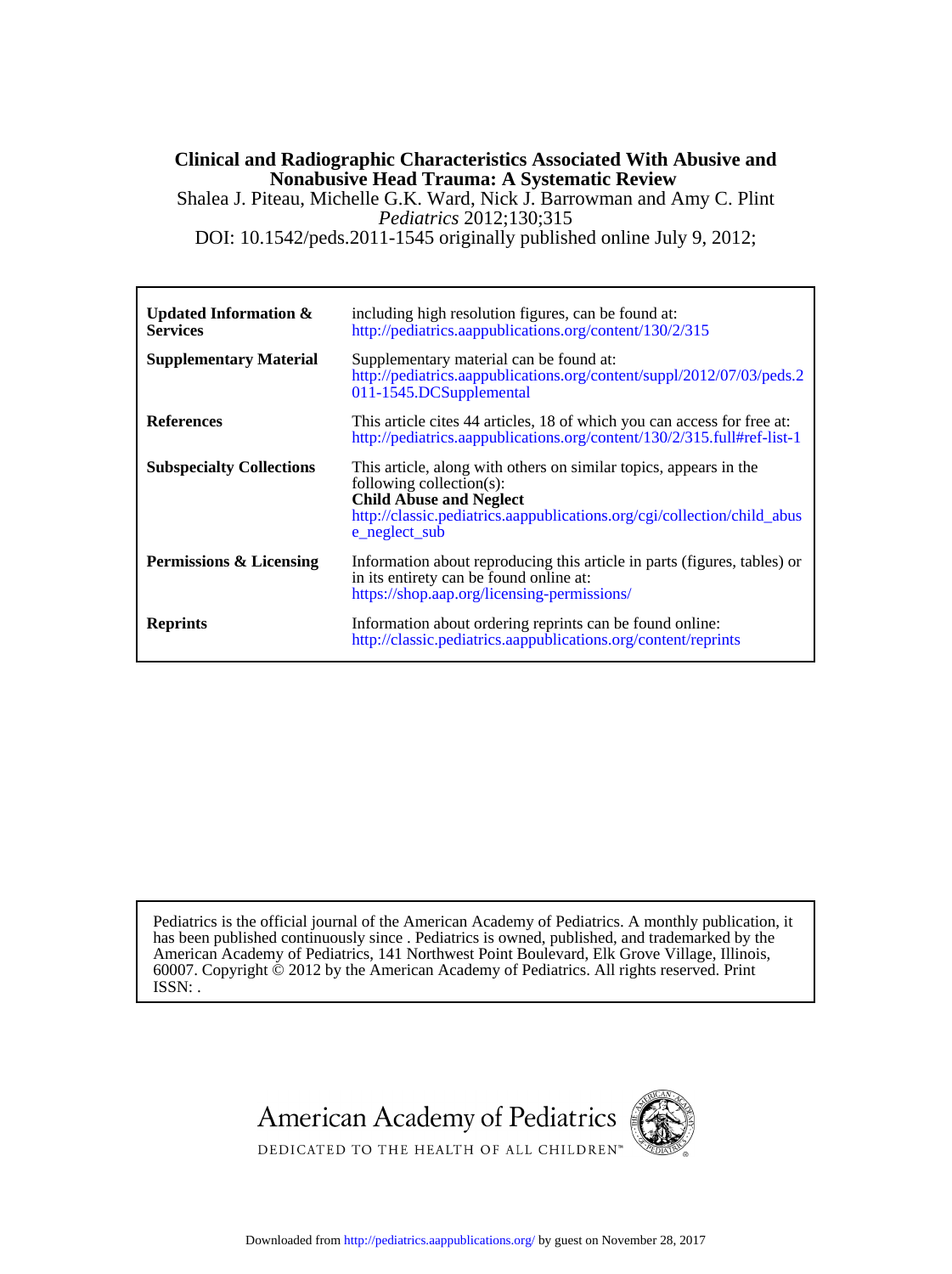**Clinical and Radiographic Characteristics Associated With Abusive and Nonabusive Head Trauma: A Systematic Review**

Shalea J. Piteau, Michelle G.K. Ward, Nick J. Barrowman and Amy C. Plint

*Pediatrics* 2012;130;315

DOI: 10.1542/peds.2011-1545 originally published online July 9, 2012;

| | |
|---|---|
| **Updated Information & Services** | including high resolution figures, can be found at: http://pediatrics.aappublications.org/content/130/2/315 |
| **Supplementary Material** | Supplementary material can be found at: http://pediatrics.aappublications.org/content/suppl/2012/07/03/peds.2011-1545.DCSupplemental |
| **References** | This article cites 44 articles, 18 of which you can access for free at: http://pediatrics.aappublications.org/content/130/2/315.full#ref-list-1 |
| **Subspecialty Collections** | This article, along with others on similar topics, appears in the following collection(s): **Child Abuse and Neglect** http://classic.pediatrics.aappublications.org/cgi/collection/child_abuse_neglect_sub |
| **Permissions & Licensing** | Information about reproducing this article in parts (figures, tables) or in its entirety can be found online at: https://shop.aap.org/licensing-permissions/ |
| **Reprints** | Information about ordering reprints can be found online: http://classic.pediatrics.aappublications.org/content/reprints |

Pediatrics is the official journal of the American Academy of Pediatrics. A monthly publication, it has been published continuously since . Pediatrics is owned, published, and trademarked by the American Academy of Pediatrics, 141 Northwest Point Boulevard, Elk Grove Village, Illinois, 60007. Copyright © 2012 by the American Academy of Pediatrics. All rights reserved. Print ISSN: .

American Academy of Pediatrics

DEDICATED TO THE HEALTH OF ALL CHILDREN™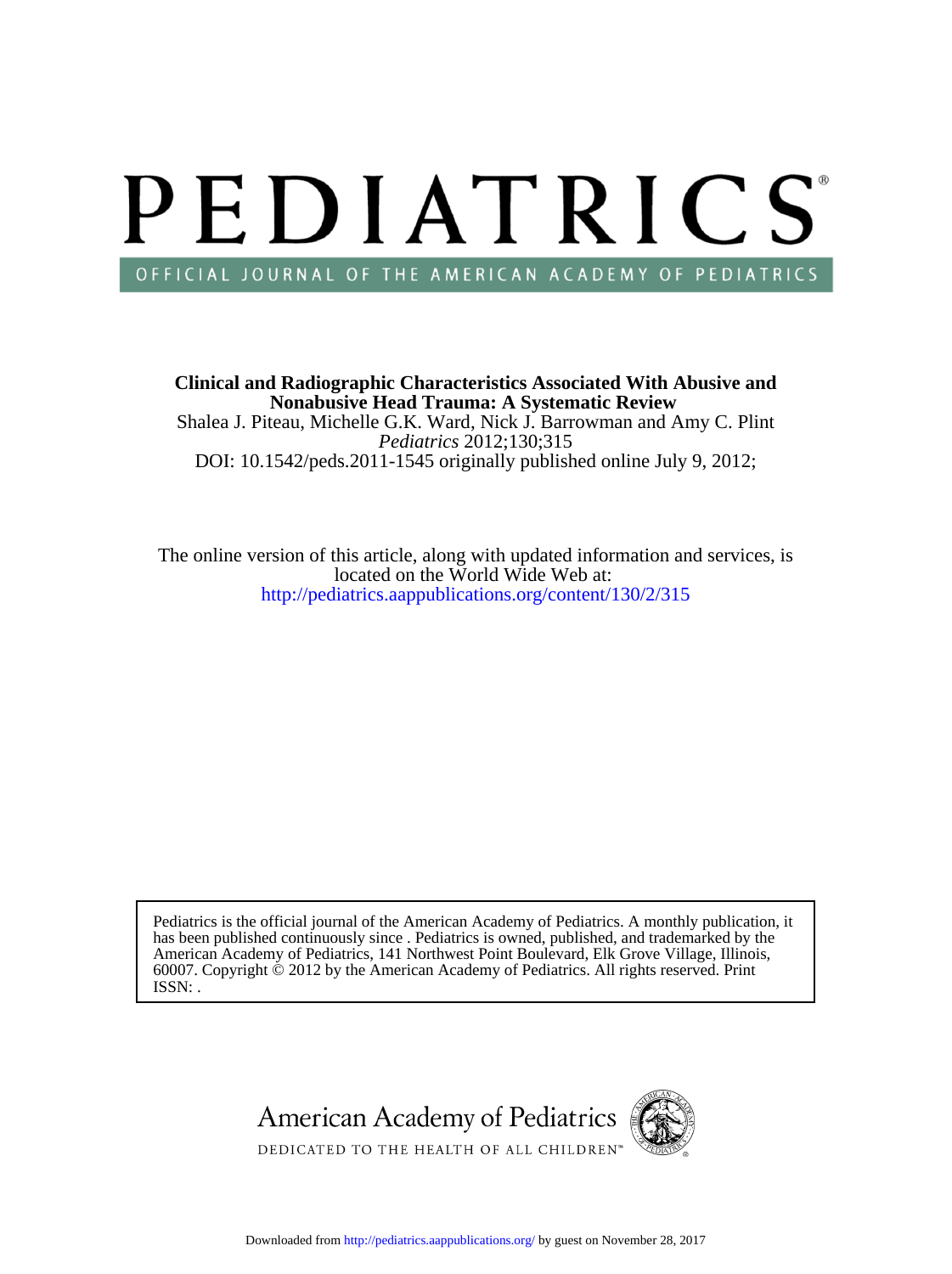# PEDIATRICS®

OFFICIAL JOURNAL OF THE AMERICAN ACADEMY OF PEDIATRICS

**Clinical and Radiographic Characteristics Associated With Abusive and Nonabusive Head Trauma: A Systematic Review**

Shalea J. Piteau, Michelle G.K. Ward, Nick J. Barrowman and Amy C. Plint

*Pediatrics* 2012;130;315

DOI: 10.1542/peds.2011-1545 originally published online July 9, 2012;

The online version of this article, along with updated information and services, is located on the World Wide Web at:

http://pediatrics.aappublications.org/content/130/2/315

Pediatrics is the official journal of the American Academy of Pediatrics. A monthly publication, it has been published continuously since . Pediatrics is owned, published, and trademarked by the American Academy of Pediatrics, 141 Northwest Point Boulevard, Elk Grove Village, Illinois, 60007. Copyright © 2012 by the American Academy of Pediatrics. All rights reserved. Print ISSN: .

American Academy of Pediatrics

DEDICATED TO THE HEALTH OF ALL CHILDREN™

Downloaded from http://pediatrics.aappublications.org/ by guest on November 28, 2017